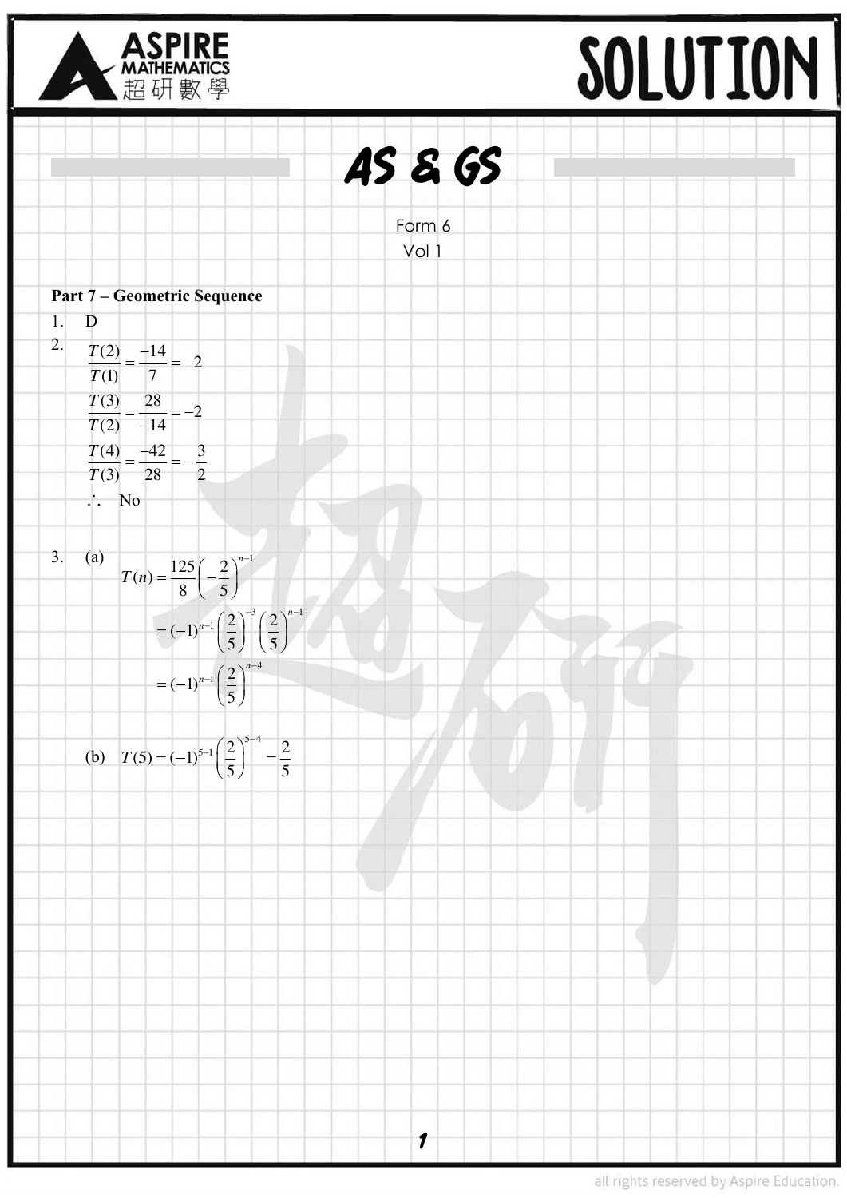# SOLUTION

## AS & GS

Form 6

Vol 1

**Part 7 – Geometric Sequence**

1. D

2.
$$\frac{T(2)}{T(1)} = \frac{-14}{7} = -2$$
$$\frac{T(3)}{T(2)} = \frac{28}{-14} = -2$$
$$\frac{T(4)}{T(3)} = \frac{-42}{28} = -\frac{3}{2}$$
$\therefore$ No

3. (a)
$$\begin{aligned} T(n) &= \frac{125}{8}\left(-\frac{2}{5}\right)^{n-1} \\ &= (-1)^{n-1}\left(\frac{2}{5}\right)^{-3}\left(\frac{2}{5}\right)^{n-1} \\ &= (-1)^{n-1}\left(\frac{2}{5}\right)^{n-4} \end{aligned}$$

(b) $T(5) = (-1)^{5-1}\left(\frac{2}{5}\right)^{5-4} = \frac{2}{5}$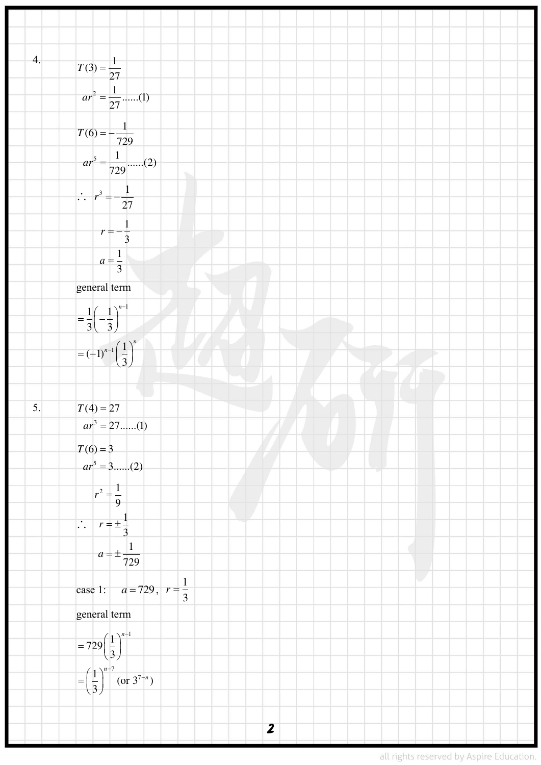4.

$$T(3)=\frac{1}{27}$$

$$ar^2=\frac{1}{27}\text{......(1)}$$

$$T(6)=-\frac{1}{729}$$

$$ar^5=\frac{1}{729}\text{......(2)}$$

$$\therefore\quad r^3=-\frac{1}{27}$$

$$r=-\frac{1}{3}$$

$$a=\frac{1}{3}$$

general term

$$=\frac{1}{3}\left(-\frac{1}{3}\right)^{n-1}$$

$$=(-1)^{n-1}\left(\frac{1}{3}\right)^{n}$$

5.

$$T(4)=27$$

$$ar^3=27\text{......(1)}$$

$$T(6)=3$$

$$ar^5=3\text{......(2)}$$

$$r^2=\frac{1}{9}$$

$$\therefore\quad r=\pm\frac{1}{3}$$

$$a=\pm\frac{1}{729}$$

case 1: $a=729$, $r=\frac{1}{3}$

general term

$$=729\left(\frac{1}{3}\right)^{n-1}$$

$$=\left(\frac{1}{3}\right)^{n-7}\text{ (or } 3^{7-n}\text{)}$$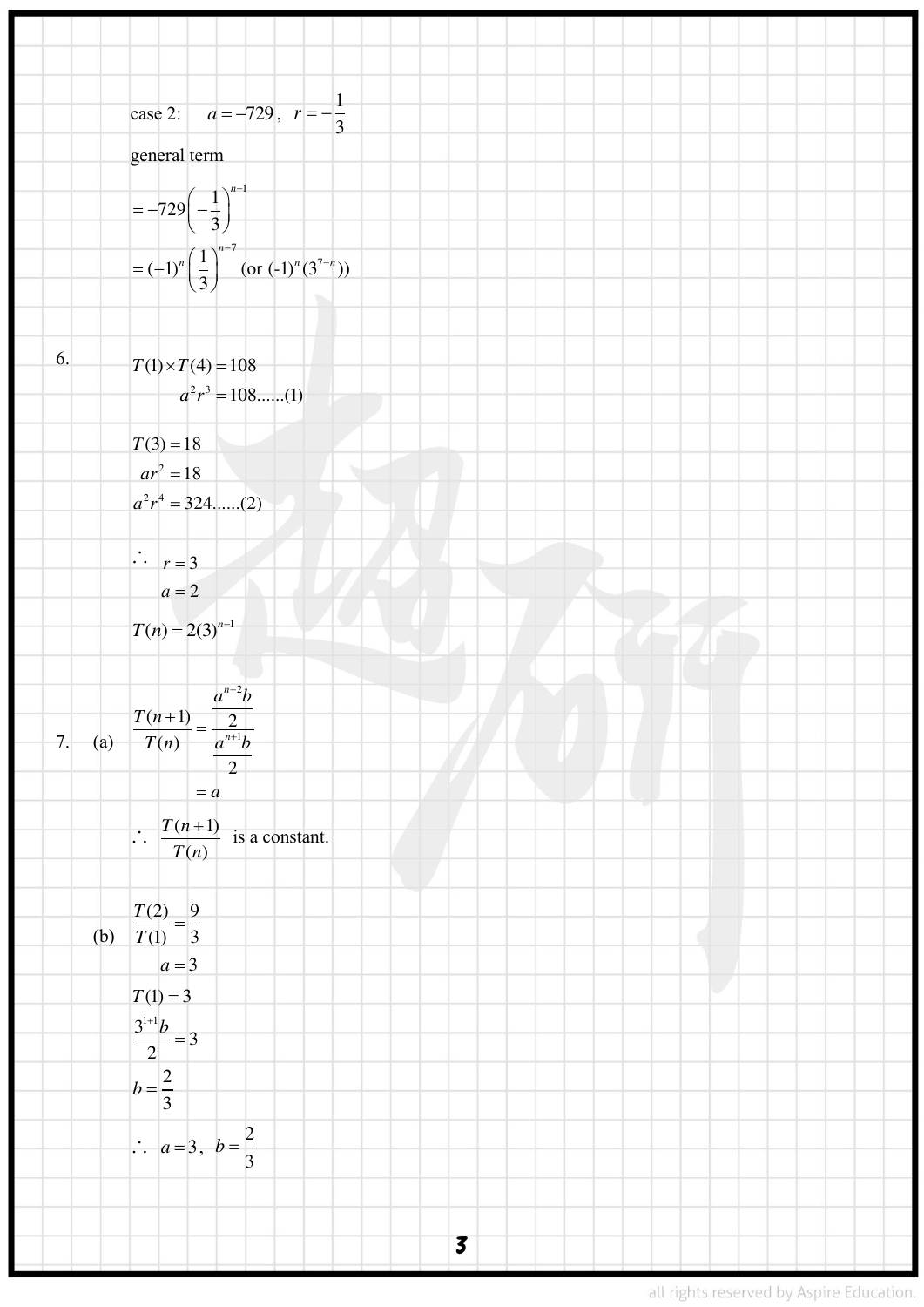case 2: $a = -729$, $r = -\dfrac{1}{3}$

general term

$= -729\left(-\dfrac{1}{3}\right)^{n-1}$

$= (-1)^n\left(\dfrac{1}{3}\right)^{n-7}$ (or $(-1)^n(3^{7-n})$)

6.

$T(1) \times T(4) = 108$

$a^2 r^3 = 108......(1)$

$T(3) = 18$

$ar^2 = 18$

$a^2 r^4 = 324......(2)$

$\therefore\ r = 3$

$a = 2$

$T(n) = 2(3)^{n-1}$

7. (a)

$$\frac{T(n+1)}{T(n)} = \frac{\dfrac{a^{n+2}b}{2}}{\dfrac{a^{n+1}b}{2}}$$

$= a$

$\therefore\ \dfrac{T(n+1)}{T(n)}$ is a constant.

(b)

$\dfrac{T(2)}{T(1)} = \dfrac{9}{3}$

$a = 3$

$T(1) = 3$

$\dfrac{3^{1+1}b}{2} = 3$

$b = \dfrac{2}{3}$

$\therefore\ a = 3$, $b = \dfrac{2}{3}$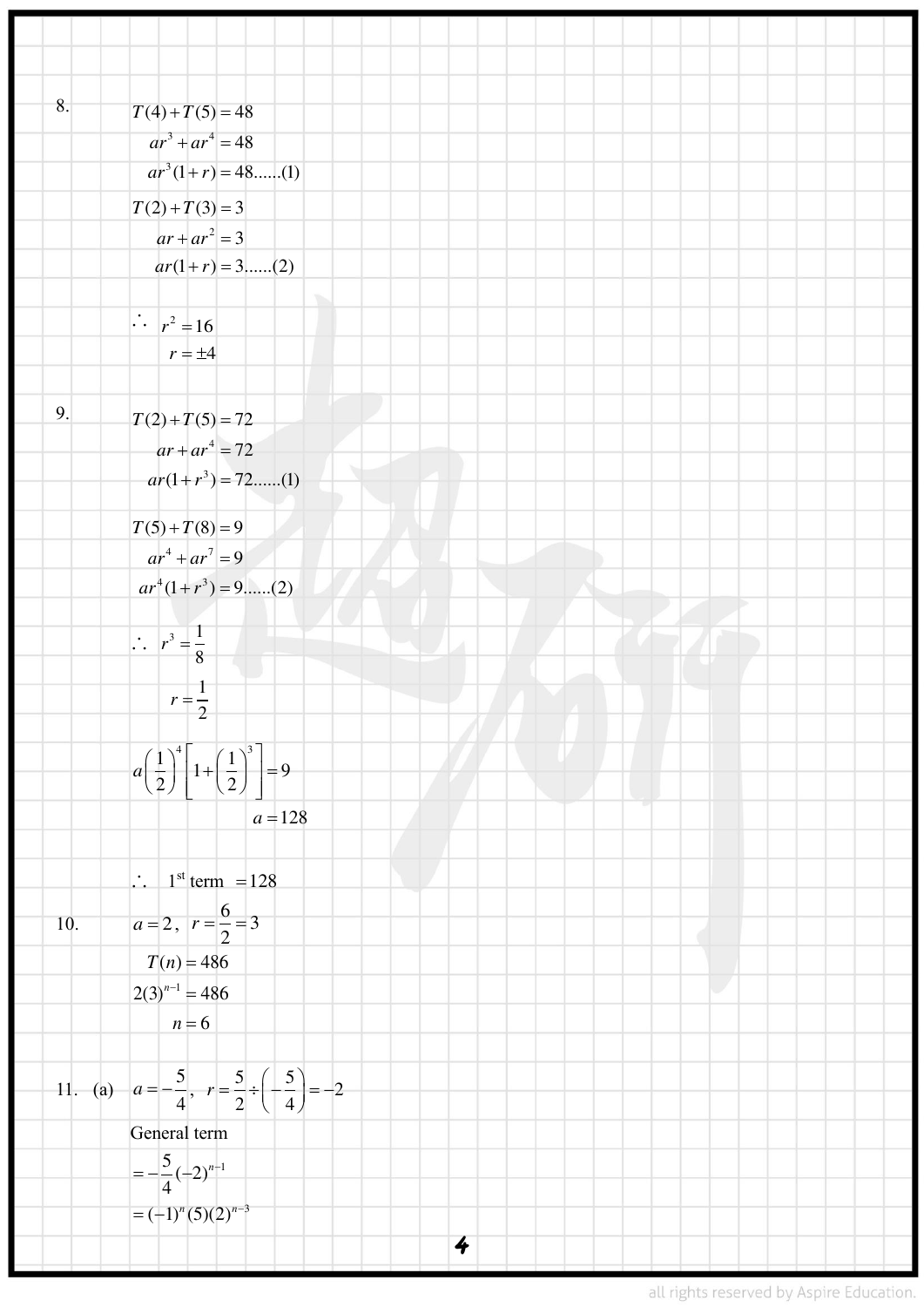8.

$$T(4)+T(5)=48$$
$$ar^3+ar^4=48$$
$$ar^3(1+r)=48......(1)$$

$$T(2)+T(3)=3$$
$$ar+ar^2=3$$
$$ar(1+r)=3......(2)$$

$$\therefore \quad r^2=16$$
$$r=\pm 4$$

9.

$$T(2)+T(5)=72$$
$$ar+ar^4=72$$
$$ar(1+r^3)=72......(1)$$

$$T(5)+T(8)=9$$
$$ar^4+ar^7=9$$
$$ar^4(1+r^3)=9......(2)$$

$$\therefore \quad r^3=\frac{1}{8}$$
$$r=\frac{1}{2}$$

$$a\left(\frac{1}{2}\right)^4\left[1+\left(\frac{1}{2}\right)^3\right]=9$$
$$a=128$$

$$\therefore \quad 1^{\text{st}} \text{ term } =128$$

10.

$$a=2, \quad r=\frac{6}{2}=3$$
$$T(n)=486$$
$$2(3)^{n-1}=486$$
$$n=6$$

11. (a)

$$a=-\frac{5}{4}, \quad r=\frac{5}{2}\div\left(-\frac{5}{4}\right)=-2$$

General term

$$=-\frac{5}{4}(-2)^{n-1}$$
$$=(-1)^n(5)(2)^{n-3}$$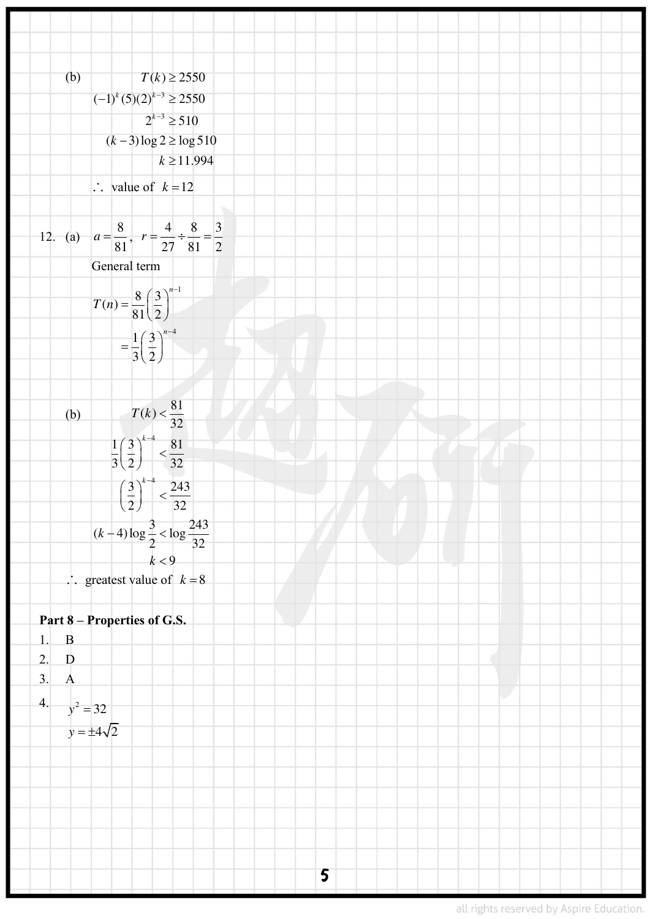(b)

$$T(k) \ge 2550$$
$$(-1)^k (5)(2)^{k-3} \ge 2550$$
$$2^{k-3} \ge 510$$
$$(k-3)\log 2 \ge \log 510$$
$$k \ge 11.994$$

$\therefore$ value of $k = 12$

12. (a) $a = \dfrac{8}{81}$, $r = \dfrac{4}{27} \div \dfrac{8}{81} = \dfrac{3}{2}$

General term

$$T(n) = \frac{8}{81}\left(\frac{3}{2}\right)^{n-1}$$
$$= \frac{1}{3}\left(\frac{3}{2}\right)^{n-4}$$

(b)

$$T(k) < \frac{81}{32}$$
$$\frac{1}{3}\left(\frac{3}{2}\right)^{k-4} < \frac{81}{32}$$
$$\left(\frac{3}{2}\right)^{k-4} < \frac{243}{32}$$
$$(k-4)\log\frac{3}{2} < \log\frac{243}{32}$$
$$k < 9$$

$\therefore$ greatest value of $k = 8$

**Part 8 – Properties of G.S.**

1. B
2. D
3. A
4. $y^2 = 32$

   $y = \pm 4\sqrt{2}$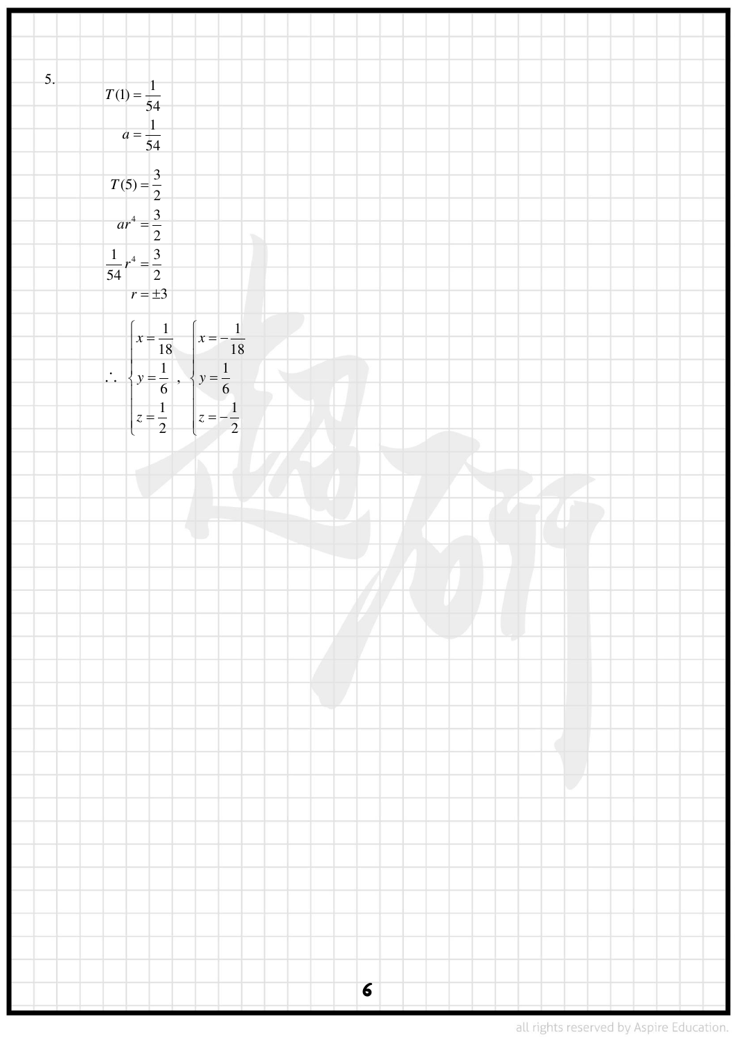5.

$$T(1) = \frac{1}{54}$$

$$a = \frac{1}{54}$$

$$T(5) = \frac{3}{2}$$

$$ar^4 = \frac{3}{2}$$

$$\frac{1}{54}r^4 = \frac{3}{2}$$

$$r = \pm 3$$

$$\therefore \begin{cases} x = \frac{1}{18} \\ y = \frac{1}{6} \\ z = \frac{1}{2} \end{cases}, \begin{cases} x = -\frac{1}{18} \\ y = \frac{1}{6} \\ z = -\frac{1}{2} \end{cases}$$